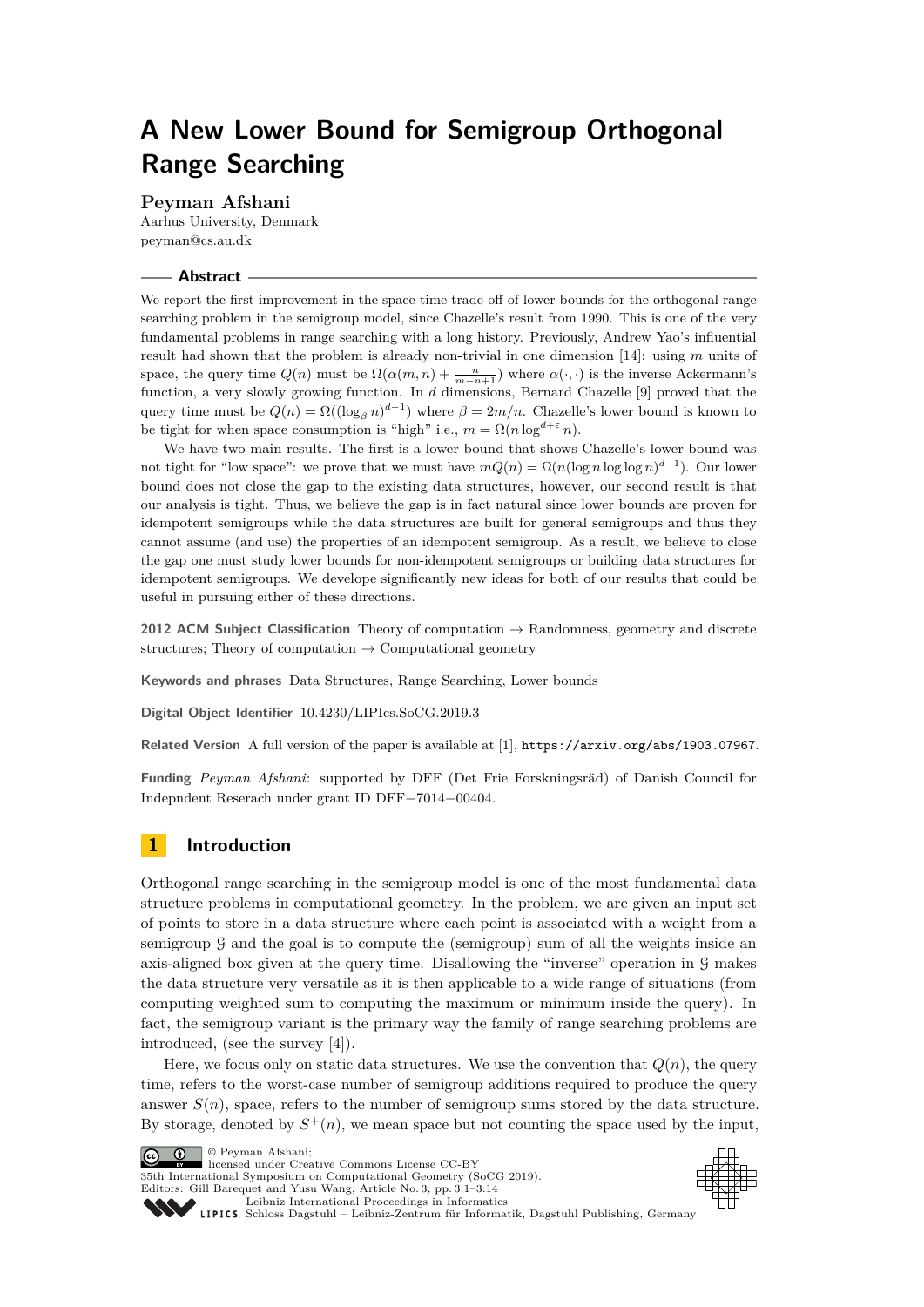# A New Lower Bound for Semigroup Orthogonal Range Searching

**Peyman Afshani**

Aarhus University, Denmark

peyman@cs.au.dk

## Abstract

We report the first improvement in the space-time trade-off of lower bounds for the orthogonal range searching problem in the semigroup model, since Chazelle's result from 1990. This is one of the very fundamental problems in range searching with a long history. Previously, Andrew Yao's influential result had shown that the problem is already non-trivial in one dimension [14]: using $m$ units of space, the query time $Q(n)$ must be $\Omega(\alpha(m,n) + \frac{n}{m-n+1})$ where $\alpha(\cdot,\cdot)$ is the inverse Ackermann's function, a very slowly growing function. In $d$ dimensions, Bernard Chazelle [9] proved that the query time must be $Q(n) = \Omega((\log_\beta n)^{d-1})$ where $\beta = 2m/n$. Chazelle's lower bound is known to be tight for when space consumption is "high" i.e., $m = \Omega(n \log^{d+\varepsilon} n)$.

We have two main results. The first is a lower bound that shows Chazelle's lower bound was not tight for "low space": we prove that we must have $mQ(n) = \Omega(n(\log n \log\log n)^{d-1})$. Our lower bound does not close the gap to the existing data structures, however, our second result is that our analysis is tight. Thus, we believe the gap is in fact natural since lower bounds are proven for idempotent semigroups while the data structures are built for general semigroups and thus they cannot assume (and use) the properties of an idempotent semigroup. As a result, we believe to close the gap one must study lower bounds for non-idempotent semigroups or building data structures for idempotent semigroups. We develope significantly new ideas for both of our results that could be useful in pursuing either of these directions.

**2012 ACM Subject Classification** Theory of computation → Randomness, geometry and discrete structures; Theory of computation → Computational geometry

**Keywords and phrases** Data Structures, Range Searching, Lower bounds

**Digital Object Identifier** 10.4230/LIPIcs.SoCG.2019.3

**Related Version** A full version of the paper is available at [1], https://arxiv.org/abs/1903.07967.

**Funding** *Peyman Afshani*: supported by DFF (Det Frie Forskningsräd) of Danish Council for Indepndent Reserach under grant ID DFF−7014−00404.

## 1 Introduction

Orthogonal range searching in the semigroup model is one of the most fundamental data structure problems in computational geometry. In the problem, we are given an input set of points to store in a data structure where each point is associated with a weight from a semigroup $\mathcal{G}$ and the goal is to compute the (semigroup) sum of all the weights inside an axis-aligned box given at the query time. Disallowing the "inverse" operation in $\mathcal{G}$ makes the data structure very versatile as it is then applicable to a wide range of situations (from computing weighted sum to computing the maximum or minimum inside the query). In fact, the semigroup variant is the primary way the family of range searching problems are introduced, (see the survey [4]).

Here, we focus only on static data structures. We use the convention that $Q(n)$, the query time, refers to the worst-case number of semigroup additions required to produce the query answer $S(n)$, space, refers to the number of semigroup sums stored by the data structure. By storage, denoted by $S^+(n)$, we mean space but not counting the space used by the input,

© Peyman Afshani; licensed under Creative Commons License CC-BY
35th International Symposium on Computational Geometry (SoCG 2019).
Editors: Gill Barequet and Yusu Wang; Article No. 3; pp. 3:1–3:14
Leibniz International Proceedings in Informatics
Schloss Dagstuhl – Leibniz-Zentrum für Informatik, Dagstuhl Publishing, Germany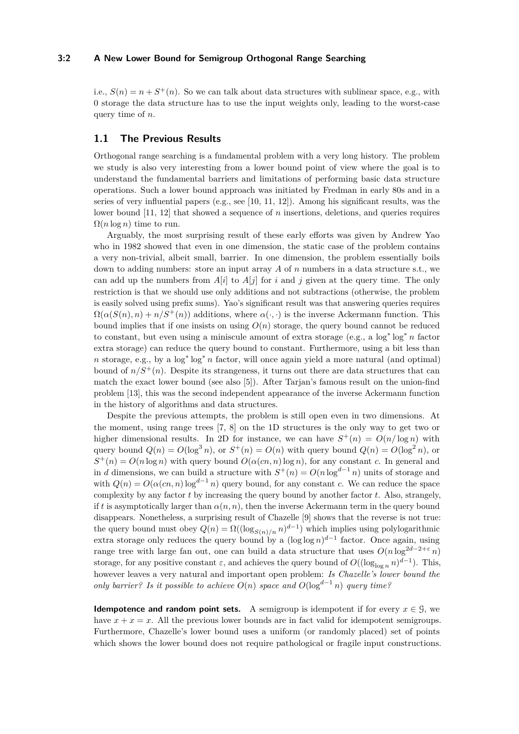i.e., $S(n) = n + S^+(n)$. So we can talk about data structures with sublinear space, e.g., with 0 storage the data structure has to use the input weights only, leading to the worst-case query time of $n$.

## 1.1 The Previous Results

Orthogonal range searching is a fundamental problem with a very long history. The problem we study is also very interesting from a lower bound point of view where the goal is to understand the fundamental barriers and limitations of performing basic data structure operations. Such a lower bound approach was initiated by Fredman in early 80s and in a series of very influential papers (e.g., see [10, 11, 12]). Among his significant results, was the lower bound [11, 12] that showed a sequence of $n$ insertions, deletions, and queries requires $\Omega(n \log n)$ time to run.

Arguably, the most surprising result of these early efforts was given by Andrew Yao who in 1982 showed that even in one dimension, the static case of the problem contains a very non-trivial, albeit small, barrier. In one dimension, the problem essentially boils down to adding numbers: store an input array $A$ of $n$ numbers in a data structure s.t., we can add up the numbers from $A[i]$ to $A[j]$ for $i$ and $j$ given at the query time. The only restriction is that we should use only additions and not subtractions (otherwise, the problem is easily solved using prefix sums). Yao's significant result was that answering queries requires $\Omega(\alpha(S(n), n) + n/S^+(n))$ additions, where $\alpha(\cdot, \cdot)$ is the inverse Ackermann function. This bound implies that if one insists on using $O(n)$ storage, the query bound cannot be reduced to constant, but even using a miniscule amount of extra storage (e.g., a $\log^* \log^* n$ factor extra storage) can reduce the query bound to constant. Furthermore, using a bit less than $n$ storage, e.g., by a $\log^* \log^* n$ factor, will once again yield a more natural (and optimal) bound of $n/S^+(n)$. Despite its strangeness, it turns out there are data structures that can match the exact lower bound (see also [5]). After Tarjan's famous result on the union-find problem [13], this was the second independent appearance of the inverse Ackermann function in the history of algorithms and data structures.

Despite the previous attempts, the problem is still open even in two dimensions. At the moment, using range trees [7, 8] on the 1D structures is the only way to get two or higher dimensional results. In 2D for instance, we can have $S^+(n) = O(n/\log n)$ with query bound $Q(n) = O(\log^3 n)$, or $S^+(n) = O(n)$ with query bound $Q(n) = O(\log^2 n)$, or $S^+(n) = O(n \log n)$ with query bound $O(\alpha(cn, n) \log n)$, for any constant $c$. In general and in $d$ dimensions, we can build a structure with $S^+(n) = O(n \log^{d-1} n)$ units of storage and with $Q(n) = O(\alpha(cn, n) \log^{d-1} n)$ query bound, for any constant $c$. We can reduce the space complexity by any factor $t$ by increasing the query bound by another factor $t$. Also, strangely, if $t$ is asymptotically larger than $\alpha(n, n)$, then the inverse Ackermann term in the query bound disappears. Nonetheless, a surprising result of Chazelle [9] shows that the reverse is not true: the query bound must obey $Q(n) = \Omega((\log_{S(n)/n} n)^{d-1})$ which implies using polylogarithmic extra storage only reduces the query bound by a $(\log \log n)^{d-1}$ factor. Once again, using range tree with large fan out, one can build a data structure that uses $O(n \log^{2d-2+\varepsilon} n)$ storage, for any positive constant $\varepsilon$, and achieves the query bound of $O((\log_{\log n} n)^{d-1})$. This, however leaves a very natural and important open problem: *Is Chazelle's lower bound the only barrier? Is it possible to achieve $O(n)$ space and $O(\log^{d-1} n)$ query time?*

**Idempotence and random point sets.** A semigroup is idempotent if for every $x \in \mathcal{G}$, we have $x + x = x$. All the previous lower bounds are in fact valid for idempotent semigroups. Furthermore, Chazelle's lower bound uses a uniform (or randomly placed) set of points which shows the lower bound does not require pathological or fragile input constructions.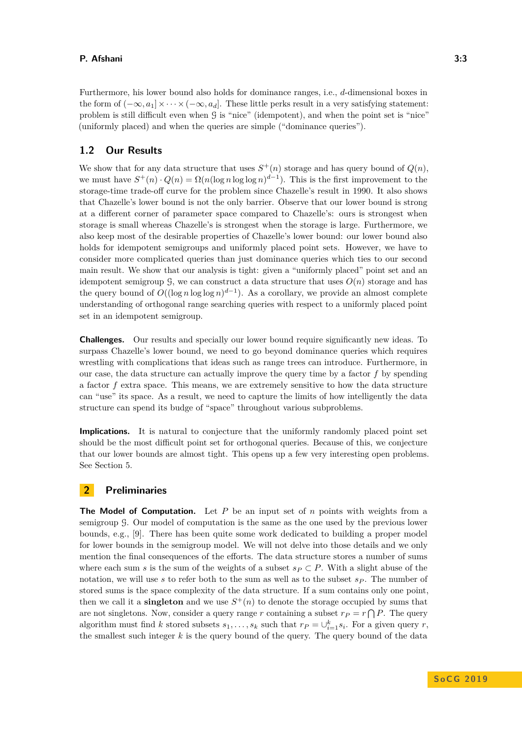Furthermore, his lower bound also holds for dominance ranges, i.e., $d$-dimensional boxes in the form of $(-\infty, a_1] \times \cdots \times (-\infty, a_d]$. These little perks result in a very satisfying statement: problem is still difficult even when $\mathcal{G}$ is "nice" (idempotent), and when the point set is "nice" (uniformly placed) and when the queries are simple ("dominance queries").

## 1.2 Our Results

We show that for any data structure that uses $S^+(n)$ storage and has query bound of $Q(n)$, we must have $S^+(n) \cdot Q(n) = \Omega(n(\log n \log\log n)^{d-1})$. This is the first improvement to the storage-time trade-off curve for the problem since Chazelle's result in 1990. It also shows that Chazelle's lower bound is not the only barrier. Observe that our lower bound is strong at a different corner of parameter space compared to Chazelle's: ours is strongest when storage is small whereas Chazelle's is strongest when the storage is large. Furthermore, we also keep most of the desirable properties of Chazelle's lower bound: our lower bound also holds for idempotent semigroups and uniformly placed point sets. However, we have to consider more complicated queries than just dominance queries which ties to our second main result. We show that our analysis is tight: given a "uniformly placed" point set and an idempotent semigroup $\mathcal{G}$, we can construct a data structure that uses $O(n)$ storage and has the query bound of $O((\log n \log\log n)^{d-1})$. As a corollary, we provide an almost complete understanding of orthogonal range searching queries with respect to a uniformly placed point set in an idempotent semigroup.

**Challenges.** Our results and specially our lower bound require significantly new ideas. To surpass Chazelle's lower bound, we need to go beyond dominance queries which requires wrestling with complications that ideas such as range trees can introduce. Furthermore, in our case, the data structure can actually improve the query time by a factor $f$ by spending a factor $f$ extra space. This means, we are extremely sensitive to how the data structure can "use" its space. As a result, we need to capture the limits of how intelligently the data structure can spend its budge of "space" throughout various subproblems.

**Implications.** It is natural to conjecture that the uniformly randomly placed point set should be the most difficult point set for orthogonal queries. Because of this, we conjecture that our lower bounds are almost tight. This opens up a few very interesting open problems. See Section 5.

# 2 Preliminaries

**The Model of Computation.** Let $P$ be an input set of $n$ points with weights from a semigroup $\mathcal{G}$. Our model of computation is the same as the one used by the previous lower bounds, e.g., [9]. There has been quite some work dedicated to building a proper model for lower bounds in the semigroup model. We will not delve into those details and we only mention the final consequences of the efforts. The data structure stores a number of sums where each sum $s$ is the sum of the weights of a subset $s_P \subset P$. With a slight abuse of the notation, we will use $s$ to refer both to the sum as well as to the subset $s_P$. The number of stored sums is the space complexity of the data structure. If a sum contains only one point, then we call it a **singleton** and we use $S^+(n)$ to denote the storage occupied by sums that are not singletons. Now, consider a query range $r$ containing a subset $r_P = r \bigcap P$. The query algorithm must find $k$ stored subsets $s_1, \ldots, s_k$ such that $r_P = \cup_{i=1}^k s_i$. For a given query $r$, the smallest such integer $k$ is the query bound of the query. The query bound of the data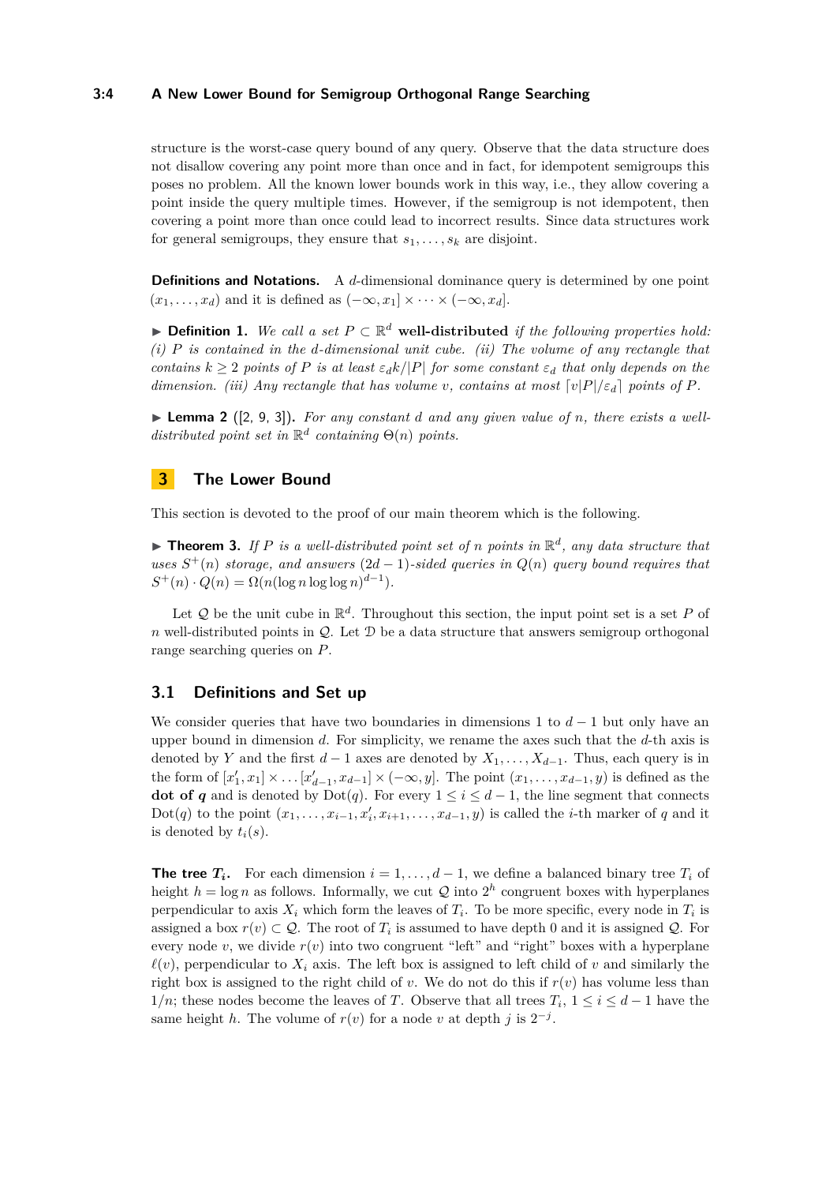structure is the worst-case query bound of any query. Observe that the data structure does not disallow covering any point more than once and in fact, for idempotent semigroups this poses no problem. All the known lower bounds work in this way, i.e., they allow covering a point inside the query multiple times. However, if the semigroup is not idempotent, then covering a point more than once could lead to incorrect results. Since data structures work for general semigroups, they ensure that $s_1, \ldots, s_k$ are disjoint.

**Definitions and Notations.** A $d$-dimensional dominance query is determined by one point $(x_1, \ldots, x_d)$ and it is defined as $(-\infty, x_1] \times \cdots \times (-\infty, x_d]$.

▶ **Definition 1.** *We call a set $P \subset \mathbb{R}^d$* **well-distributed** *if the following properties hold: (i) $P$ is contained in the $d$-dimensional unit cube. (ii) The volume of any rectangle that contains $k \geq 2$ points of $P$ is at least $\varepsilon_d k/|P|$ for some constant $\varepsilon_d$ that only depends on the dimension. (iii) Any rectangle that has volume $v$, contains at most $\lceil v|P|/\varepsilon_d \rceil$ points of $P$.*

▶ **Lemma 2** ([2, 9, 3])**.** *For any constant $d$ and any given value of $n$, there exists a well-distributed point set in $\mathbb{R}^d$ containing $\Theta(n)$ points.*

## 3 The Lower Bound

This section is devoted to the proof of our main theorem which is the following.

▶ **Theorem 3.** *If $P$ is a well-distributed point set of $n$ points in $\mathbb{R}^d$, any data structure that uses $S^+(n)$ storage, and answers $(2d-1)$-sided queries in $Q(n)$ query bound requires that $S^+(n) \cdot Q(n) = \Omega(n(\log n \log\log n)^{d-1})$.*

Let $\mathcal{Q}$ be the unit cube in $\mathbb{R}^d$. Throughout this section, the input point set is a set $P$ of $n$ well-distributed points in $\mathcal{Q}$. Let $\mathcal{D}$ be a data structure that answers semigroup orthogonal range searching queries on $P$.

### 3.1 Definitions and Set up

We consider queries that have two boundaries in dimensions 1 to $d-1$ but only have an upper bound in dimension $d$. For simplicity, we rename the axes such that the $d$-th axis is denoted by $Y$ and the first $d-1$ axes are denoted by $X_1, \ldots, X_{d-1}$. Thus, each query is in the form of $[x'_1, x_1] \times \ldots [x'_{d-1}, x_{d-1}] \times (-\infty, y]$. The point $(x_1, \ldots, x_{d-1}, y)$ is defined as the **dot of $q$** and is denoted by $\text{Dot}(q)$. For every $1 \leq i \leq d-1$, the line segment that connects $\text{Dot}(q)$ to the point $(x_1, \ldots, x_{i-1}, x'_i, x_{i+1}, \ldots, x_{d-1}, y)$ is called the $i$-th marker of $q$ and it is denoted by $t_i(s)$.

**The tree $T_i$.** For each dimension $i = 1, \ldots, d-1$, we define a balanced binary tree $T_i$ of height $h = \log n$ as follows. Informally, we cut $\mathcal{Q}$ into $2^h$ congruent boxes with hyperplanes perpendicular to axis $X_i$ which form the leaves of $T_i$. To be more specific, every node in $T_i$ is assigned a box $r(v) \subset \mathcal{Q}$. The root of $T_i$ is assumed to have depth 0 and it is assigned $\mathcal{Q}$. For every node $v$, we divide $r(v)$ into two congruent "left" and "right" boxes with a hyperplane $\ell(v)$, perpendicular to $X_i$ axis. The left box is assigned to left child of $v$ and similarly the right box is assigned to the right child of $v$. We do not do this if $r(v)$ has volume less than $1/n$; these nodes become the leaves of $T$. Observe that all trees $T_i$, $1 \leq i \leq d-1$ have the same height $h$. The volume of $r(v)$ for a node $v$ at depth $j$ is $2^{-j}$.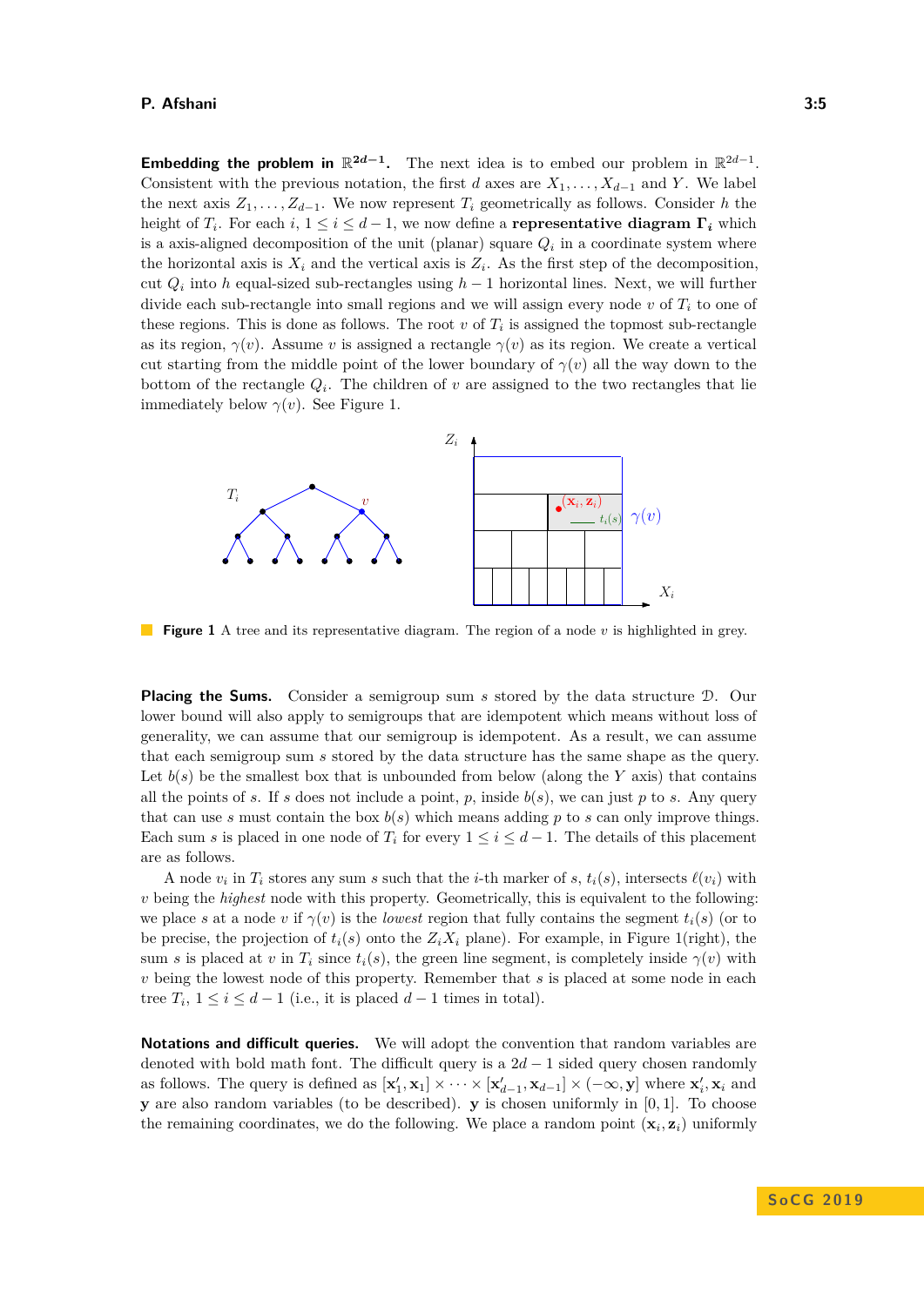**Embedding the problem in $\mathbb{R}^{2d-1}$.** The next idea is to embed our problem in $\mathbb{R}^{2d-1}$. Consistent with the previous notation, the first $d$ axes are $X_1, \ldots, X_{d-1}$ and $Y$. We label the next axis $Z_1, \ldots, Z_{d-1}$. We now represent $T_i$ geometrically as follows. Consider $h$ the height of $T_i$. For each $i$, $1 \le i \le d-1$, we now define a **representative diagram $\Gamma_i$** which is a axis-aligned decomposition of the unit (planar) square $Q_i$ in a coordinate system where the horizontal axis is $X_i$ and the vertical axis is $Z_i$. As the first step of the decomposition, cut $Q_i$ into $h$ equal-sized sub-rectangles using $h-1$ horizontal lines. Next, we will further divide each sub-rectangle into small regions and we will assign every node $v$ of $T_i$ to one of these regions. This is done as follows. The root $v$ of $T_i$ is assigned the topmost sub-rectangle as its region, $\gamma(v)$. Assume $v$ is assigned a rectangle $\gamma(v)$ as its region. We create a vertical cut starting from the middle point of the lower boundary of $\gamma(v)$ all the way down to the bottom of the rectangle $Q_i$. The children of $v$ are assigned to the two rectangles that lie immediately below $\gamma(v)$. See Figure 1.

**Figure 1** A tree and its representative diagram. The region of a node $v$ is highlighted in grey.

**Placing the Sums.** Consider a semigroup sum $s$ stored by the data structure $\mathcal{D}$. Our lower bound will also apply to semigroups that are idempotent which means without loss of generality, we can assume that our semigroup is idempotent. As a result, we can assume that each semigroup sum $s$ stored by the data structure has the same shape as the query. Let $b(s)$ be the smallest box that is unbounded from below (along the $Y$ axis) that contains all the points of $s$. If $s$ does not include a point, $p$, inside $b(s)$, we can just $p$ to $s$. Any query that can use $s$ must contain the box $b(s)$ which means adding $p$ to $s$ can only improve things. Each sum $s$ is placed in one node of $T_i$ for every $1 \le i \le d-1$. The details of this placement are as follows.

A node $v_i$ in $T_i$ stores any sum $s$ such that the $i$-th marker of $s$, $t_i(s)$, intersects $\ell(v_i)$ with $v$ being the *highest* node with this property. Geometrically, this is equivalent to the following: we place $s$ at a node $v$ if $\gamma(v)$ is the *lowest* region that fully contains the segment $t_i(s)$ (or to be precise, the projection of $t_i(s)$ onto the $Z_iX_i$ plane). For example, in Figure 1(right), the sum $s$ is placed at $v$ in $T_i$ since $t_i(s)$, the green line segment, is completely inside $\gamma(v)$ with $v$ being the lowest node of this property. Remember that $s$ is placed at some node in each tree $T_i$, $1 \le i \le d-1$ (i.e., it is placed $d-1$ times in total).

**Notations and difficult queries.** We will adopt the convention that random variables are denoted with bold math font. The difficult query is a $2d-1$ sided query chosen randomly as follows. The query is defined as $[\mathbf{x}'_1, \mathbf{x}_1] \times \cdots \times [\mathbf{x}'_{d-1}, \mathbf{x}_{d-1}] \times (-\infty, \mathbf{y}]$ where $\mathbf{x}'_i, \mathbf{x}_i$ and $\mathbf{y}$ are also random variables (to be described). $\mathbf{y}$ is chosen uniformly in $[0, 1]$. To choose the remaining coordinates, we do the following. We place a random point $(\mathbf{x}_i, \mathbf{z}_i)$ uniformly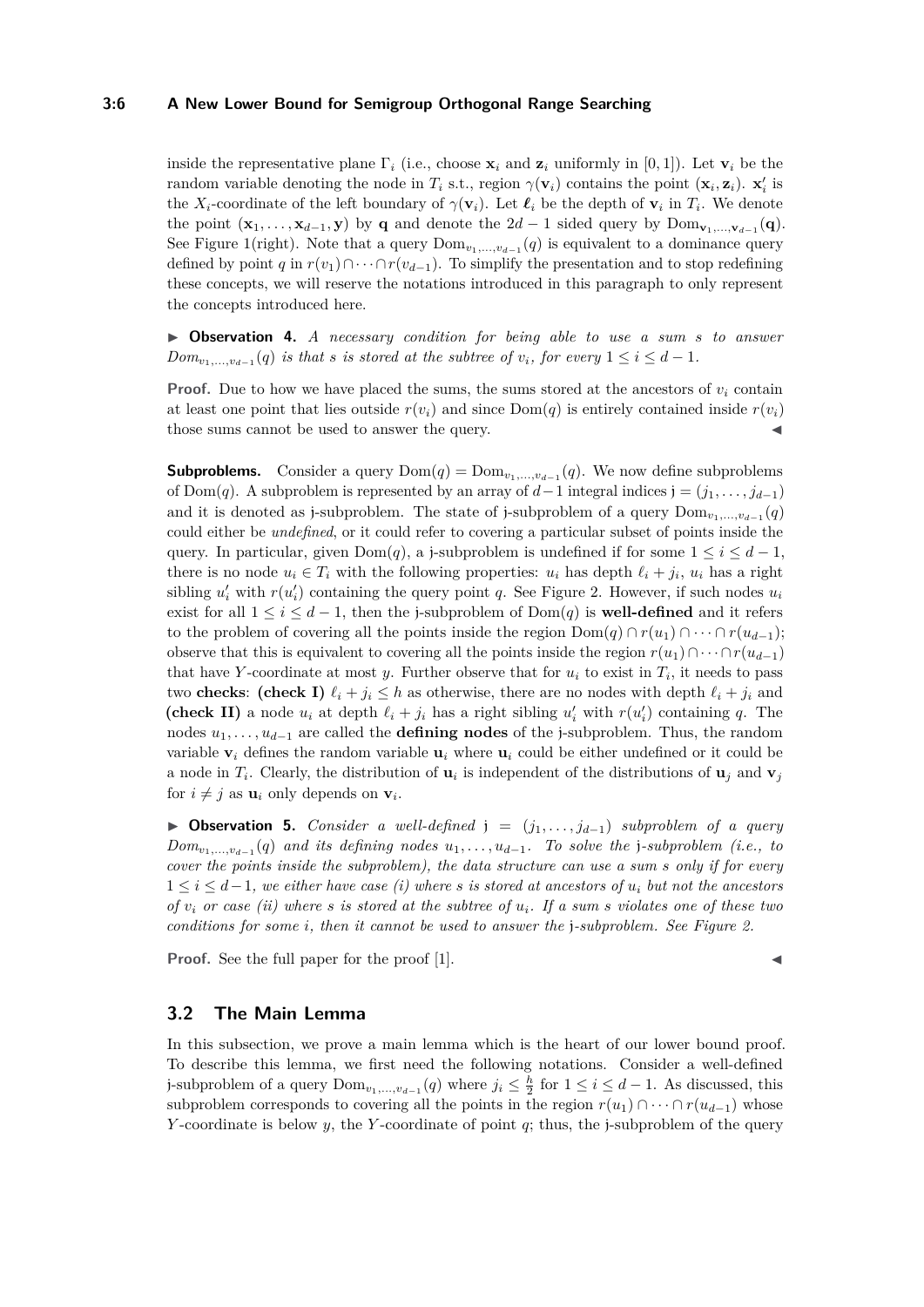inside the representative plane $\Gamma_i$ (i.e., choose $\mathbf{x}_i$ and $\mathbf{z}_i$ uniformly in $[0,1]$). Let $\mathbf{v}_i$ be the random variable denoting the node in $T_i$ s.t., region $\gamma(\mathbf{v}_i)$ contains the point $(\mathbf{x}_i, \mathbf{z}_i)$. $\mathbf{x}'_i$ is the $X_i$-coordinate of the left boundary of $\gamma(\mathbf{v}_i)$. Let $\boldsymbol{\ell}_i$ be the depth of $\mathbf{v}_i$ in $T_i$. We denote the point $(\mathbf{x}_1, \dots, \mathbf{x}_{d-1}, \mathbf{y})$ by $\mathbf{q}$ and denote the $2d-1$ sided query by $\mathrm{Dom}_{\mathbf{v}_1,\dots,\mathbf{v}_{d-1}}(\mathbf{q})$. See Figure 1(right). Note that a query $\mathrm{Dom}_{v_1,\dots,v_{d-1}}(q)$ is equivalent to a dominance query defined by point $q$ in $r(v_1) \cap \dots \cap r(v_{d-1})$. To simplify the presentation and to stop redefining these concepts, we will reserve the notations introduced in this paragraph to only represent the concepts introduced here.

▶ **Observation 4.** *A necessary condition for being able to use a sum $s$ to answer $Dom_{v_1,\dots,v_{d-1}}(q)$ is that $s$ is stored at the subtree of $v_i$, for every $1 \le i \le d-1$.*

**Proof.** Due to how we have placed the sums, the sums stored at the ancestors of $v_i$ contain at least one point that lies outside $r(v_i)$ and since $\mathrm{Dom}(q)$ is entirely contained inside $r(v_i)$ those sums cannot be used to answer the query. ◀

**Subproblems.** Consider a query $\mathrm{Dom}(q) = \mathrm{Dom}_{v_1,\dots,v_{d-1}}(q)$. We now define subproblems of $\mathrm{Dom}(q)$. A subproblem is represented by an array of $d-1$ integral indices $\mathfrak{j} = (j_1, \dots, j_{d-1})$ and it is denoted as $\mathfrak{j}$-subproblem. The state of $\mathfrak{j}$-subproblem of a query $\mathrm{Dom}_{v_1,\dots,v_{d-1}}(q)$ could either be *undefined*, or it could refer to covering a particular subset of points inside the query. In particular, given $\mathrm{Dom}(q)$, a $\mathfrak{j}$-subproblem is undefined if for some $1 \le i \le d-1$, there is no node $u_i \in T_i$ with the following properties: $u_i$ has depth $\ell_i + j_i$, $u_i$ has a right sibling $u'_i$ with $r(u'_i)$ containing the query point $q$. See Figure 2. However, if such nodes $u_i$ exist for all $1 \le i \le d-1$, then the $\mathfrak{j}$-subproblem of $\mathrm{Dom}(q)$ is **well-defined** and it refers to the problem of covering all the points inside the region $\mathrm{Dom}(q) \cap r(u_1) \cap \dots \cap r(u_{d-1})$; observe that this is equivalent to covering all the points inside the region $r(u_1) \cap \dots \cap r(u_{d-1})$ that have $Y$-coordinate at most $y$. Further observe that for $u_i$ to exist in $T_i$, it needs to pass two **checks**: **(check I)** $\ell_i + j_i \le h$ as otherwise, there are no nodes with depth $\ell_i + j_i$ and **(check II)** a node $u_i$ at depth $\ell_i + j_i$ has a right sibling $u'_i$ with $r(u'_i)$ containing $q$. The nodes $u_1, \dots, u_{d-1}$ are called the **defining nodes** of the $\mathfrak{j}$-subproblem. Thus, the random variable $\mathbf{v}_i$ defines the random variable $\mathbf{u}_i$ where $\mathbf{u}_i$ could be either undefined or it could be a node in $T_i$. Clearly, the distribution of $\mathbf{u}_i$ is independent of the distributions of $\mathbf{u}_j$ and $\mathbf{v}_j$ for $i \ne j$ as $\mathbf{u}_i$ only depends on $\mathbf{v}_i$.

▶ **Observation 5.** *Consider a well-defined $\mathfrak{j} = (j_1, \dots, j_{d-1})$ subproblem of a query $Dom_{v_1,\dots,v_{d-1}}(q)$ and its defining nodes $u_1, \dots, u_{d-1}$. To solve the $\mathfrak{j}$-subproblem (i.e., to cover the points inside the subproblem), the data structure can use a sum $s$ only if for every $1 \le i \le d-1$, we either have case (i) where $s$ is stored at ancestors of $u_i$ but not the ancestors of $v_i$ or case (ii) where $s$ is stored at the subtree of $u_i$. If a sum $s$ violates one of these two conditions for some $i$, then it cannot be used to answer the $\mathfrak{j}$-subproblem. See Figure 2.*

**Proof.** See the full paper for the proof [1]. ◀

### 3.2 The Main Lemma

In this subsection, we prove a main lemma which is the heart of our lower bound proof. To describe this lemma, we first need the following notations. Consider a well-defined $\mathfrak{j}$-subproblem of a query $\mathrm{Dom}_{v_1,\dots,v_{d-1}}(q)$ where $j_i \le \frac{h}{2}$ for $1 \le i \le d-1$. As discussed, this subproblem corresponds to covering all the points in the region $r(u_1) \cap \dots \cap r(u_{d-1})$ whose $Y$-coordinate is below $y$, the $Y$-coordinate of point $q$; thus, the $\mathfrak{j}$-subproblem of the query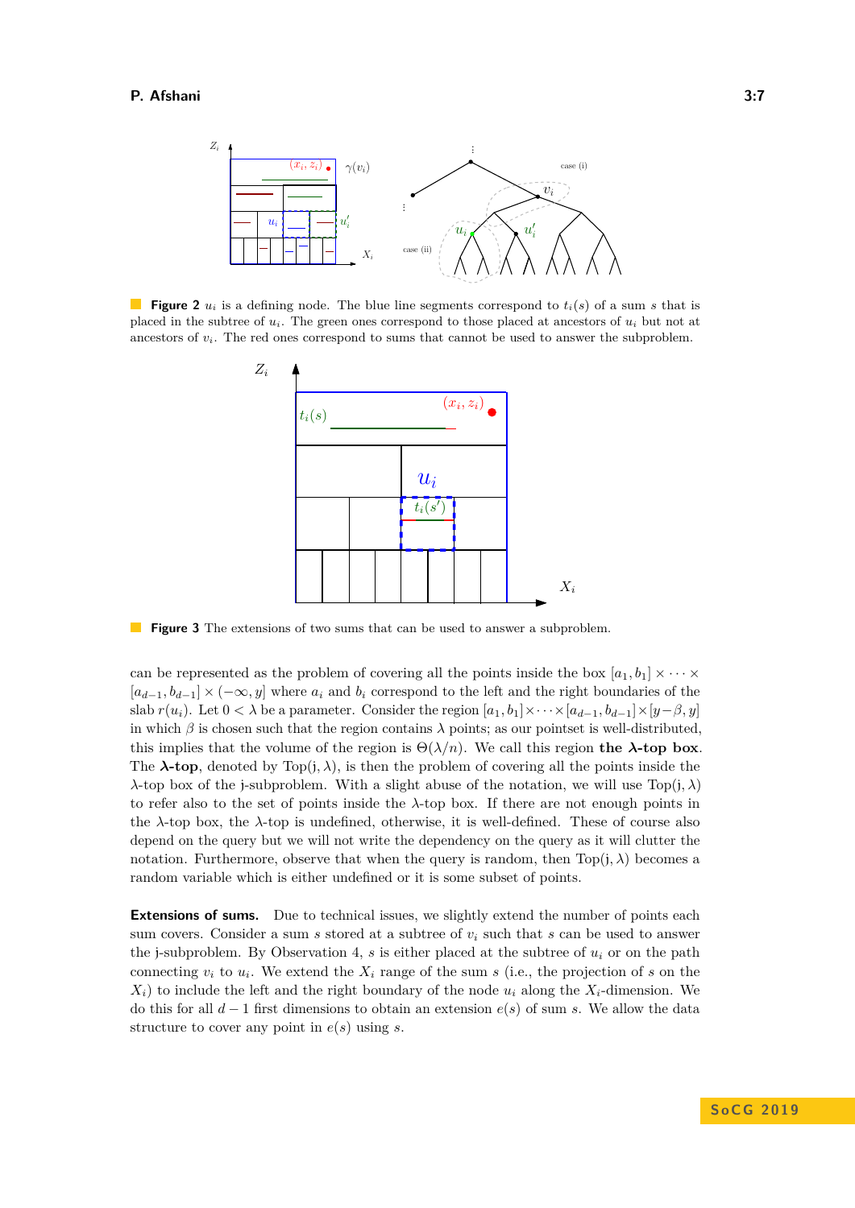**Figure 2** $u_i$ is a defining node. The blue line segments correspond to $t_i(s)$ of a sum $s$ that is placed in the subtree of $u_i$. The green ones correspond to those placed at ancestors of $u_i$ but not at ancestors of $v_i$. The red ones correspond to sums that cannot be used to answer the subproblem.

**Figure 3** The extensions of two sums that can be used to answer a subproblem.

can be represented as the problem of covering all the points inside the box $[a_1, b_1] \times \cdots \times [a_{d-1}, b_{d-1}] \times (-\infty, y]$ where $a_i$ and $b_i$ correspond to the left and the right boundaries of the slab $r(u_i)$. Let $0 < \lambda$ be a parameter. Consider the region $[a_1, b_1] \times \cdots \times [a_{d-1}, b_{d-1}] \times [y - \beta, y]$ in which $\beta$ is chosen such that the region contains $\lambda$ points; as our pointset is well-distributed, this implies that the volume of the region is $\Theta(\lambda/n)$. We call this region **the $\boldsymbol{\lambda}$-top box**. The **$\boldsymbol{\lambda}$-top**, denoted by $\mathrm{Top}(\mathrm{j}, \lambda)$, is then the problem of covering all the points inside the $\lambda$-top box of the j-subproblem. With a slight abuse of the notation, we will use $\mathrm{Top}(\mathrm{j}, \lambda)$ to refer also to the set of points inside the $\lambda$-top box. If there are not enough points in the $\lambda$-top box, the $\lambda$-top is undefined, otherwise, it is well-defined. These of course also depend on the query but we will not write the dependency on the query as it will clutter the notation. Furthermore, observe that when the query is random, then $\mathrm{Top}(\mathrm{j}, \lambda)$ becomes a random variable which is either undefined or it is some subset of points.

**Extensions of sums.** Due to technical issues, we slightly extend the number of points each sum covers. Consider a sum $s$ stored at a subtree of $v_i$ such that $s$ can be used to answer the j-subproblem. By Observation 4, $s$ is either placed at the subtree of $u_i$ or on the path connecting $v_i$ to $u_i$. We extend the $X_i$ range of the sum $s$ (i.e., the projection of $s$ on the $X_i$) to include the left and the right boundary of the node $u_i$ along the $X_i$-dimension. We do this for all $d-1$ first dimensions to obtain an extension $e(s)$ of sum $s$. We allow the data structure to cover any point in $e(s)$ using $s$.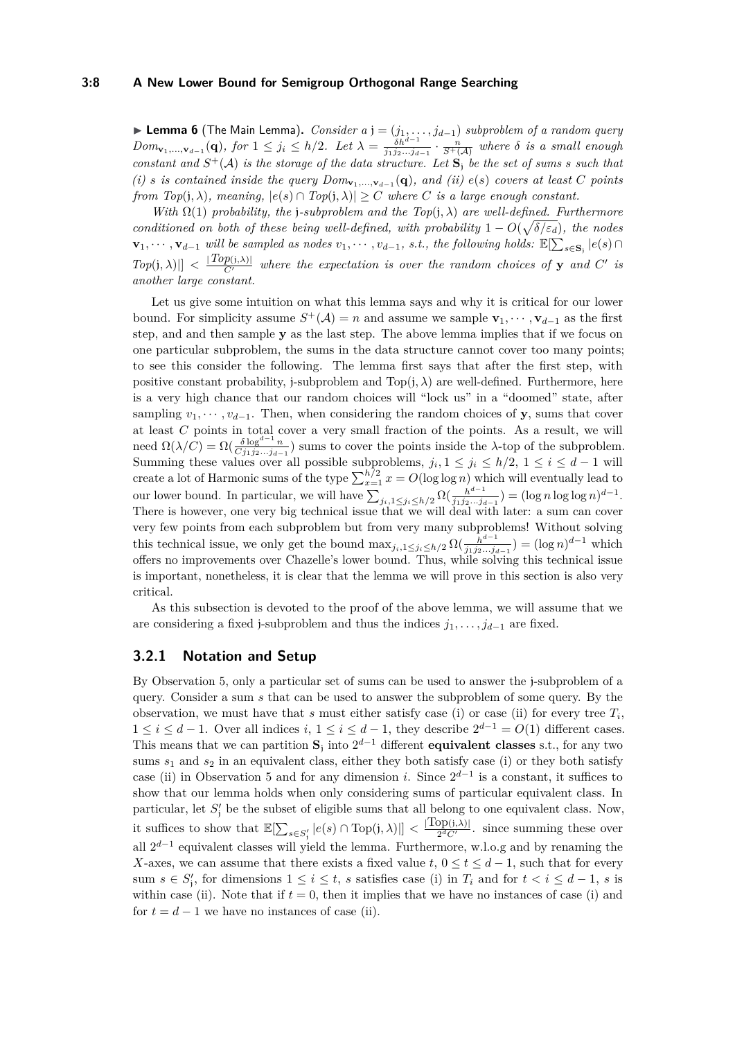▶ **Lemma 6** (The Main Lemma)**.** *Consider a* $\mathfrak{j} = (j_1, \ldots, j_{d-1})$ *subproblem of a random query* $Dom_{\mathbf{v}_1,\ldots,\mathbf{v}_{d-1}}(\mathbf{q})$*, for* $1 \le j_i \le h/2$*. Let* $\lambda = \frac{\delta h^{d-1}}{j_1 j_2 \cdots j_{d-1}} \cdot \frac{n}{S^+(\mathcal{A})}$ *where* $\delta$ *is a small enough constant and* $S^+(\mathcal{A})$ *is the storage of the data structure. Let* $\mathbf{S}_{\mathfrak{j}}$ *be the set of sums* $s$ *such that (i)* $s$ *is contained inside the query* $Dom_{\mathbf{v}_1,\ldots,\mathbf{v}_{d-1}}(\mathbf{q})$*, and (ii)* $e(s)$ *covers at least* $C$ *points from* $Top(\mathfrak{j}, \lambda)$*, meaning,* $|e(s) \cap Top(\mathfrak{j}, \lambda)| \ge C$ *where* $C$ *is a large enough constant.*

*With* $\Omega(1)$ *probability, the* $\mathfrak{j}$*-subproblem and the* $Top(\mathfrak{j}, \lambda)$ *are well-defined. Furthermore conditioned on both of these being well-defined, with probability* $1 - O(\sqrt{\delta/\varepsilon_d})$*, the nodes* $\mathbf{v}_1, \cdots, \mathbf{v}_{d-1}$ *will be sampled as nodes* $v_1, \cdots, v_{d-1}$*, s.t., the following holds:* $\mathbb{E}[\sum_{s \in \mathbf{S}_{\mathfrak{j}}} |e(s) \cap Top(\mathfrak{j}, \lambda)|] < \frac{|Top(\mathfrak{j},\lambda)|}{C'}$ *where the expectation is over the random choices of* $\mathbf{y}$ *and* $C'$ *is another large constant.*

Let us give some intuition on what this lemma says and why it is critical for our lower bound. For simplicity assume $S^+(\mathcal{A}) = n$ and assume we sample $\mathbf{v}_1, \cdots, \mathbf{v}_{d-1}$ as the first step, and and then sample $\mathbf{y}$ as the last step. The above lemma implies that if we focus on one particular subproblem, the sums in the data structure cannot cover too many points; to see this consider the following. The lemma first says that after the first step, with positive constant probability, $\mathfrak{j}$-subproblem and $\mathrm{Top}(\mathfrak{j}, \lambda)$ are well-defined. Furthermore, here is a very high chance that our random choices will "lock us" in a "doomed" state, after sampling $v_1, \cdots, v_{d-1}$. Then, when considering the random choices of $\mathbf{y}$, sums that cover at least $C$ points in total cover a very small fraction of the points. As a result, we will need $\Omega(\lambda/C) = \Omega(\frac{\delta \log^{d-1} n}{C j_1 j_2 \ldots j_{d-1}})$ sums to cover the points inside the $\lambda$-top of the subproblem. Summing these values over all possible subproblems, $j_i, 1 \le j_i \le h/2$, $1 \le i \le d-1$ will create a lot of Harmonic sums of the type $\sum_{x=1}^{h/2} x = O(\log \log n)$ which will eventually lead to our lower bound. In particular, we will have $\sum_{j_i, 1 \le j_i \le h/2} \Omega(\frac{h^{d-1}}{j_1 j_2 \ldots j_{d-1}}) = (\log n \log \log n)^{d-1}$. There is however, one very big technical issue that we will deal with later: a sum can cover very few points from each subproblem but from very many subproblems! Without solving this technical issue, we only get the bound $\max_{j_i, 1 \le j_i \le h/2} \Omega(\frac{h^{d-1}}{j_1 j_2 \ldots j_{d-1}}) = (\log n)^{d-1}$ which offers no improvements over Chazelle's lower bound. Thus, while solving this technical issue is important, nonetheless, it is clear that the lemma we will prove in this section is also very critical.

As this subsection is devoted to the proof of the above lemma, we will assume that we are considering a fixed $\mathfrak{j}$-subproblem and thus the indices $j_1, \ldots, j_{d-1}$ are fixed.

### 3.2.1 Notation and Setup

By Observation 5, only a particular set of sums can be used to answer the $\mathfrak{j}$-subproblem of a query. Consider a sum $s$ that can be used to answer the subproblem of some query. By the observation, we must have that $s$ must either satisfy case (i) or case (ii) for every tree $T_i$, $1 \le i \le d-1$. Over all indices $i$, $1 \le i \le d-1$, they describe $2^{d-1} = O(1)$ different cases. This means that we can partition $\mathbf{S}_{\mathfrak{j}}$ into $2^{d-1}$ different **equivalent classes** s.t., for any two sums $s_1$ and $s_2$ in an equivalent class, either they both satisfy case (i) or they both satisfy case (ii) in Observation 5 and for any dimension $i$. Since $2^{d-1}$ is a constant, it suffices to show that our lemma holds when only considering sums of particular equivalent class. In particular, let $S'_{\mathfrak{j}}$ be the subset of eligible sums that all belong to one equivalent class. Now, it suffices to show that $\mathbb{E}[\sum_{s \in S'_{\mathfrak{j}}} |e(s) \cap \mathrm{Top}(\mathfrak{j}, \lambda)|] < \frac{|\mathrm{Top}(\mathfrak{j},\lambda)|}{2^d C'}$. since summing these over all $2^{d-1}$ equivalent classes will yield the lemma. Furthermore, w.l.o.g and by renaming the $X$-axes, we can assume that there exists a fixed value $t$, $0 \le t \le d-1$, such that for every sum $s \in S'_{\mathfrak{j}}$, for dimensions $1 \le i \le t$, $s$ satisfies case (i) in $T_i$ and for $t < i \le d-1$, $s$ is within case (ii). Note that if $t = 0$, then it implies that we have no instances of case (i) and for $t = d-1$ we have no instances of case (ii).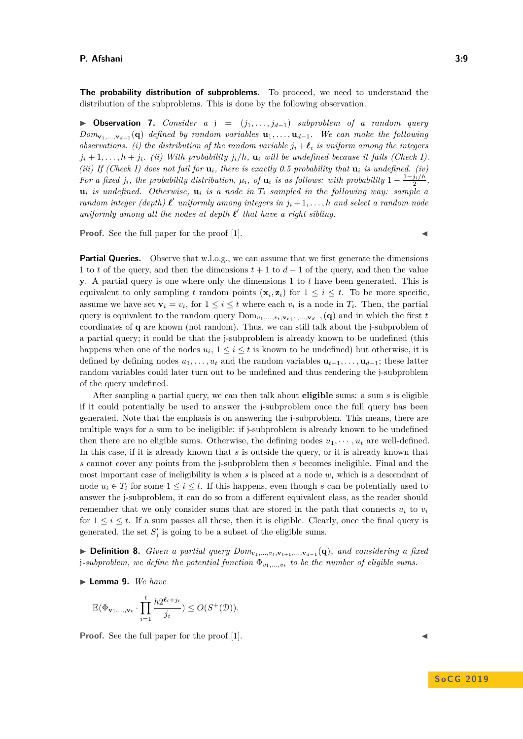**The probability distribution of subproblems.** To proceed, we need to understand the distribution of the subproblems. This is done by the following observation.

▶ **Observation 7.** *Consider a* $\mathfrak{j} = (j_1, \ldots, j_{d-1})$ *subproblem of a random query* $Dom_{\mathbf{v}_1,\ldots,\mathbf{v}_{d-1}}(\mathbf{q})$ *defined by random variables* $\mathbf{u}_1, \ldots, \mathbf{u}_{d-1}$*. We can make the following observations. (i) the distribution of the random variable* $j_i + \boldsymbol{\ell}_i$ *is uniform among the integers* $j_i + 1, \ldots, h + j_i$*. (ii) With probability* $j_i/h$*,* $\mathbf{u}_i$ *will be undefined because it fails (Check I). (iii) If (Check I) does not fail for* $\mathbf{u}_i$*, there is exactly 0.5 probability that* $\mathbf{u}_i$ *is undefined. (iv) For a fixed* $j_i$*, the probability distribution,* $\mu_i$*, of* $\mathbf{u}_i$ *is as follows: with probability* $1 - \frac{1-j_i/h}{2}$*,* $\mathbf{u}_i$ *is undefined. Otherwise,* $\mathbf{u}_i$ *is a node in* $T_i$ *sampled in the following way: sample a random integer (depth)* $\boldsymbol{\ell}'$ *uniformly among integers in* $j_i + 1, \ldots, h$ *and select a random node uniformly among all the nodes at depth* $\boldsymbol{\ell}'$ *that have a right sibling.*

**Proof.** See the full paper for the proof [1]. ◀

**Partial Queries.** Observe that w.l.o.g., we can assume that we first generate the dimensions 1 to $t$ of the query, and then the dimensions $t+1$ to $d-1$ of the query, and then the value $\mathbf{y}$. A partial query is one where only the dimensions 1 to $t$ have been generated. This is equivalent to only sampling $t$ random points $(\mathbf{x}_i, \mathbf{z}_i)$ for $1 \le i \le t$. To be more specific, assume we have set $\mathbf{v}_i = v_i$, for $1 \le i \le t$ where each $v_i$ is a node in $T_i$. Then, the partial query is equivalent to the random query $\text{Dom}_{v_1,\ldots,v_t,\mathbf{v}_{t+1},\ldots,\mathbf{v}_{d-1}}(\mathbf{q})$ and in which the first $t$ coordinates of $\mathbf{q}$ are known (not random). Thus, we can still talk about the $\mathfrak{j}$-subproblem of a partial query; it could be that the $\mathfrak{j}$-subproblem is already known to be undefined (this happens when one of the nodes $u_i$, $1 \le i \le t$ is known to be undefined) but otherwise, it is defined by defining nodes $u_1, \ldots, u_t$ and the random variables $\mathbf{u}_{t+1}, \ldots, \mathbf{u}_{d-1}$; these latter random variables could later turn out to be undefined and thus rendering the $\mathfrak{j}$-subproblem of the query undefined.

After sampling a partial query, we can then talk about **eligible** sums: a sum $s$ is eligible if it could potentially be used to answer the $\mathfrak{j}$-subproblem once the full query has been generated. Note that the emphasis is on answering the $\mathfrak{j}$-subproblem. This means, there are multiple ways for a sum to be ineligible: if $\mathfrak{j}$-subproblem is already known to be undefined then there are no eligible sums. Otherwise, the defining nodes $u_1, \cdots, u_t$ are well-defined. In this case, if it is already known that $s$ is outside the query, or it is already known that $s$ cannot cover any points from the $\mathfrak{j}$-subproblem then $s$ becomes ineligible. Final and the most important case of ineligibility is when $s$ is placed at a node $w_i$ which is a descendant of node $u_i \in T_i$ for some $1 \le i \le t$. If this happens, even though $s$ can be potentially used to answer the $\mathfrak{j}$-subproblem, it can do so from a different equivalent class, as the reader should remember that we only consider sums that are stored in the path that connects $u_i$ to $v_i$ for $1 \le i \le t$. If a sum passes all these, then it is eligible. Clearly, once the final query is generated, the set $S'_{\mathfrak{j}}$ is going to be a subset of the eligible sums.

▶ **Definition 8.** *Given a partial query* $Dom_{v_1,\ldots,v_t,\mathbf{v}_{t+1},\ldots,\mathbf{v}_{d-1}}(\mathbf{q})$*, and considering a fixed* $\mathfrak{j}$*-subproblem, we define the potential function* $\Phi_{v_1,\ldots,v_t}$ *to be the number of eligible sums.*

▶ **Lemma 9.** *We have*

$$\mathbb{E}(\Phi_{\mathbf{v}_1,\ldots,\mathbf{v}_t} \cdot \prod_{i=1}^{t} \frac{h 2^{\boldsymbol{\ell}_i + j_i}}{j_i}) \le O(S^+(\mathcal{D})).$$

**Proof.** See the full paper for the proof [1]. ◀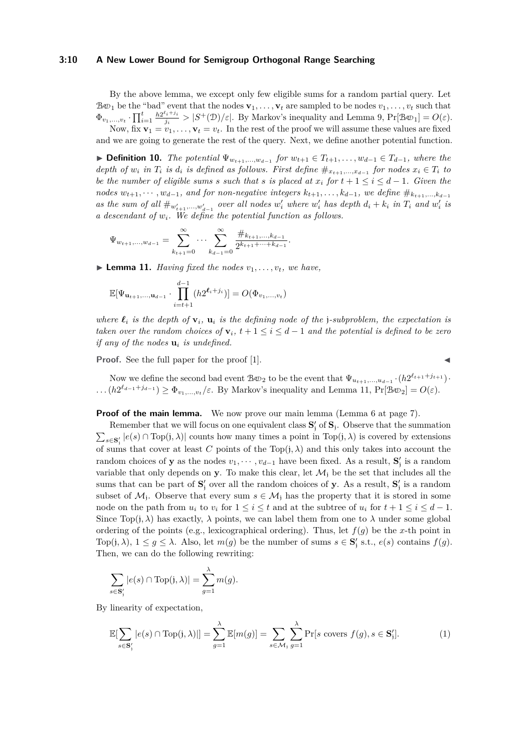By the above lemma, we except only few eligible sums for a random partial query. Let $\mathcal{BAD}_1$ be the "bad" event that the nodes $\mathbf{v}_1, \ldots, \mathbf{v}_t$ are sampled to be nodes $v_1, \ldots, v_t$ such that $\Phi_{v_1,\ldots,v_t} \cdot \prod_{i=1}^{t} \frac{h2^{\ell_i+j_i}}{j_i} > |S^+(\mathcal{D})/\varepsilon|$. By Markov's inequality and Lemma 9, $\Pr[\mathcal{BAD}_1] = O(\varepsilon)$.

Now, fix $\mathbf{v}_1 = v_1, \ldots, \mathbf{v}_t = v_t$. In the rest of the proof we will assume these values are fixed and we are going to generate the rest of the query. Next, we define another potential function.

▶ **Definition 10.** *The potential $\Psi_{w_{t+1},\ldots,w_{d-1}}$ for $w_{t+1} \in T_{t+1}, \ldots, w_{d-1} \in T_{d-1}$, where the depth of $w_i$ in $T_i$ is $d_i$ is defined as follows. First define $\#_{x_{t+1},\ldots,x_{d-1}}$ for nodes $x_i \in T_i$ to be the number of eligible sums $s$ such that $s$ is placed at $x_i$ for $t+1 \le i \le d-1$. Given the nodes $w_{t+1}, \cdots, w_{d-1}$, and for non-negative integers $k_{t+1}, \ldots, k_{d-1}$, we define $\#_{k_{t+1},\ldots,k_{d-1}}$ as the sum of all $\#_{w'_{t+1},\ldots,w'_{d-1}}$ over all nodes $w'_i$ where $w'_i$ has depth $d_i + k_i$ in $T_i$ and $w'_i$ is a descendant of $w_i$. We define the potential function as follows.*

$$\Psi_{w_{t+1},\ldots,w_{d-1}} = \sum_{k_{t+1}=0}^{\infty} \cdots \sum_{k_{d-1}=0}^{\infty} \frac{\#_{k_{t+1},\ldots,k_{d-1}}}{2^{k_{t+1}+\cdots+k_{d-1}}}.$$

▶ **Lemma 11.** *Having fixed the nodes $v_1, \ldots, v_t$, we have,*

$$\mathbb{E}[\Psi_{\mathbf{u}_{t+1},\ldots,\mathbf{u}_{d-1}} \cdot \prod_{i=t+1}^{d-1} (h2^{\boldsymbol{\ell}_i+j_i})] = O(\Phi_{v_1,\ldots,v_t})$$

*where $\boldsymbol{\ell}_i$ is the depth of $\mathbf{v}_i$, $\mathbf{u}_i$ is the defining node of the $\mathfrak{j}$-subproblem, the expectation is taken over the random choices of $\mathbf{v}_i$, $t+1 \le i \le d-1$ and the potential is defined to be zero if any of the nodes $\mathbf{u}_i$ is undefined.*

**Proof.** See the full paper for the proof [1]. ◀

Now we define the second bad event $\mathcal{BAD}_2$ to be the event that $\Psi_{u_{t+1},\ldots,u_{d-1}} \cdot (h2^{\ell_{t+1}+j_{t+1}}) \cdot \ldots (h2^{\ell_{d-1}+j_{d-1}}) \ge \Phi_{v_1,\ldots,v_t}/\varepsilon$. By Markov's inequality and Lemma 11, $\Pr[\mathcal{BAD}_2] = O(\varepsilon)$.

**Proof of the main lemma.** We now prove our main lemma (Lemma 6 at page 7).

Remember that we will focus on one equivalent class $\mathbf{S}'_{\mathfrak{j}}$ of $\mathbf{S}_{\mathfrak{j}}$. Observe that the summation $\sum_{s \in \mathbf{S}'_{\mathfrak{j}}} |e(s) \cap \mathrm{Top}(\mathfrak{j}, \lambda)|$ counts how many times a point in $\mathrm{Top}(\mathfrak{j}, \lambda)$ is covered by extensions of sums that cover at least $C$ points of the $\mathrm{Top}(\mathfrak{j}, \lambda)$ and this only takes into account the random choices of $\mathbf{y}$ as the nodes $v_1, \cdots, v_{d-1}$ have been fixed. As a result, $\mathbf{S}'_{\mathfrak{j}}$ is a random variable that only depends on $\mathbf{y}$. To make this clear, let $\mathcal{M}_{\mathfrak{j}}$ be the set that includes all the sums that can be part of $\mathbf{S}'_{\mathfrak{j}}$ over all the random choices of $\mathbf{y}$. As a result, $\mathbf{S}'_{\mathfrak{j}}$ is a random subset of $\mathcal{M}_{\mathfrak{j}}$. Observe that every sum $s \in \mathcal{M}_{\mathfrak{j}}$ has the property that it is stored in some node on the path from $u_i$ to $v_i$ for $1 \le i \le t$ and at the subtree of $u_i$ for $t+1 \le i \le d-1$. Since $\mathrm{Top}(\mathfrak{j}, \lambda)$ has exactly, $\lambda$ points, we can label them from one to $\lambda$ under some global ordering of the points (e.g., lexicographical ordering). Thus, let $f(g)$ be the $x$-th point in $\mathrm{Top}(\mathfrak{j}, \lambda)$, $1 \le g \le \lambda$. Also, let $m(g)$ be the number of sums $s \in \mathbf{S}'_{\mathfrak{j}}$ s.t., $e(s)$ contains $f(g)$. Then, we can do the following rewriting:

$$\sum_{s \in \mathbf{S}'_{\mathfrak{j}}} |e(s) \cap \mathrm{Top}(\mathfrak{j}, \lambda)| = \sum_{g=1}^{\lambda} m(g).$$

By linearity of expectation,

$$\mathbb{E}[\sum_{s \in \mathbf{S}'_{\mathfrak{j}}} |e(s) \cap \mathrm{Top}(\mathfrak{j}, \lambda)|] = \sum_{g=1}^{\lambda} \mathbb{E}[m(g)] = \sum_{s \in \mathcal{M}_{\mathfrak{j}}} \sum_{g=1}^{\lambda} \Pr[s \text{ covers } f(g), s \in \mathbf{S}'_{\mathfrak{j}}]. \tag{1}$$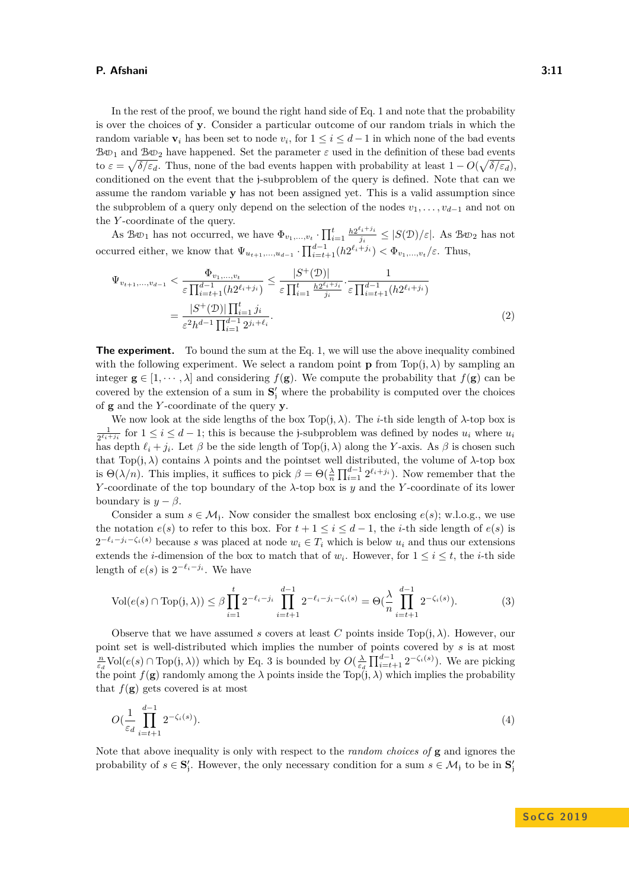In the rest of the proof, we bound the right hand side of Eq. 1 and note that the probability is over the choices of $\mathbf{y}$. Consider a particular outcome of our random trials in which the random variable $\mathbf{v}_i$ has been set to node $v_i$, for $1 \le i \le d-1$ in which none of the bad events $\mathcal{B}\mathcal{A}\mathcal{D}_1$ and $\mathcal{B}\mathcal{A}\mathcal{D}_2$ have happened. Set the parameter $\varepsilon$ used in the definition of these bad events to $\varepsilon = \sqrt{\delta/\varepsilon_d}$. Thus, none of the bad events happen with probability at least $1 - O(\sqrt{\delta/\varepsilon_d})$, conditioned on the event that the j-subproblem of the query is defined. Note that can we assume the random variable $\mathbf{y}$ has not been assigned yet. This is a valid assumption since the subproblem of a query only depend on the selection of the nodes $v_1, \dots, v_{d-1}$ and not on the $Y$-coordinate of the query.

As $\mathcal{B}\mathcal{A}\mathcal{D}_1$ has not occurred, we have $\Phi_{v_1,\dots,v_t} \cdot \prod_{i=1}^{t} \frac{h2^{\ell_i+j_i}}{j_i} \le |S(\mathcal{D})/\varepsilon|$. As $\mathcal{B}\mathcal{A}\mathcal{D}_2$ has not occurred either, we know that $\Psi_{u_{t+1},\dots,u_{d-1}} \cdot \prod_{i=t+1}^{d-1}(h2^{\ell_i+j_i}) < \Phi_{v_1,\dots,v_t}/\varepsilon$. Thus,

$$
\begin{aligned}
\Psi_{v_{t+1},\dots,v_{d-1}} &< \frac{\Phi_{v_1,\dots,v_t}}{\varepsilon \prod_{i=t+1}^{d-1}(h2^{\ell_i+j_i})} \le \frac{|S^{+}(\mathcal{D})|}{\varepsilon \prod_{i=1}^{t} \frac{h2^{\ell_i+j_i}}{j_i}} \cdot \frac{1}{\varepsilon \prod_{i=t+1}^{d-1}(h2^{\ell_i+j_i})} \\
&= \frac{|S^{+}(\mathcal{D})| \prod_{i=1}^{t} j_i}{\varepsilon^2 h^{d-1} \prod_{i=1}^{d-1} 2^{j_i+\ell_i}}. \qquad (2)
\end{aligned}
$$

**The experiment.** To bound the sum at the Eq. 1, we will use the above inequality combined with the following experiment. We select a random point $\mathbf{p}$ from $\mathrm{Top}(\mathrm{j}, \lambda)$ by sampling an integer $\mathbf{g} \in [1, \cdots, \lambda]$ and considering $f(\mathbf{g})$. We compute the probability that $f(\mathbf{g})$ can be covered by the extension of a sum in $\mathbf{S}'_{\mathrm{j}}$ where the probability is computed over the choices of $\mathbf{g}$ and the $Y$-coordinate of the query $\mathbf{y}$.

We now look at the side lengths of the box $\mathrm{Top}(\mathrm{j}, \lambda)$. The $i$-th side length of $\lambda$-top box is $\frac{1}{2^{\ell_i+j_i}}$ for $1 \le i \le d-1$; this is because the j-subproblem was defined by nodes $u_i$ where $u_i$ has depth $\ell_i + j_i$. Let $\beta$ be the side length of $\mathrm{Top}(\mathrm{j}, \lambda)$ along the $Y$-axis. As $\beta$ is chosen such that $\mathrm{Top}(\mathrm{j}, \lambda)$ contains $\lambda$ points and the pointset well distributed, the volume of $\lambda$-top box is $\Theta(\lambda/n)$. This implies, it suffices to pick $\beta = \Theta(\frac{\lambda}{n} \prod_{i=1}^{d-1} 2^{\ell_i+j_i})$. Now remember that the $Y$-coordinate of the top boundary of the $\lambda$-top box is $y$ and the $Y$-coordinate of its lower boundary is $y - \beta$.

Consider a sum $s \in \mathcal{M}_{\mathrm{j}}$. Now consider the smallest box enclosing $e(s)$; w.l.o.g., we use the notation $e(s)$ to refer to this box. For $t+1 \le i \le d-1$, the $i$-th side length of $e(s)$ is $2^{-\ell_i - j_i - \zeta_i(s)}$ because $s$ was placed at node $w_i \in T_i$ which is below $u_i$ and thus our extensions extends the $i$-dimension of the box to match that of $w_i$. However, for $1 \le i \le t$, the $i$-th side length of $e(s)$ is $2^{-\ell_i - j_i}$. We have

$$
\mathrm{Vol}(e(s) \cap \mathrm{Top}(\mathrm{j}, \lambda)) \le \beta \prod_{i=1}^{t} 2^{-\ell_i - j_i} \prod_{i=t+1}^{d-1} 2^{-\ell_i - j_i - \zeta_i(s)} = \Theta(\frac{\lambda}{n} \prod_{i=t+1}^{d-1} 2^{-\zeta_i(s)}). \qquad (3)
$$

Observe that we have assumed $s$ covers at least $C$ points inside $\mathrm{Top}(\mathrm{j}, \lambda)$. However, our point set is well-distributed which implies the number of points covered by $s$ is at most $\frac{n}{\varepsilon_d}\mathrm{Vol}(e(s) \cap \mathrm{Top}(\mathrm{j}, \lambda))$ which by Eq. 3 is bounded by $O(\frac{\lambda}{\varepsilon_d} \prod_{i=t+1}^{d-1} 2^{-\zeta_i(s)})$. We are picking the point $f(\mathbf{g})$ randomly among the $\lambda$ points inside the $\mathrm{Top}(\mathrm{j}, \lambda)$ which implies the probability that $f(\mathbf{g})$ gets covered is at most

$$
O(\frac{1}{\varepsilon_d} \prod_{i=t+1}^{d-1} 2^{-\zeta_i(s)}). \qquad (4)
$$

Note that above inequality is only with respect to the *random choices of* $\mathbf{g}$ and ignores the probability of $s \in \mathbf{S}'_{\mathrm{j}}$. However, the only necessary condition for a sum $s \in \mathcal{M}_{\mathrm{j}}$ to be in $\mathbf{S}'_{\mathrm{j}}$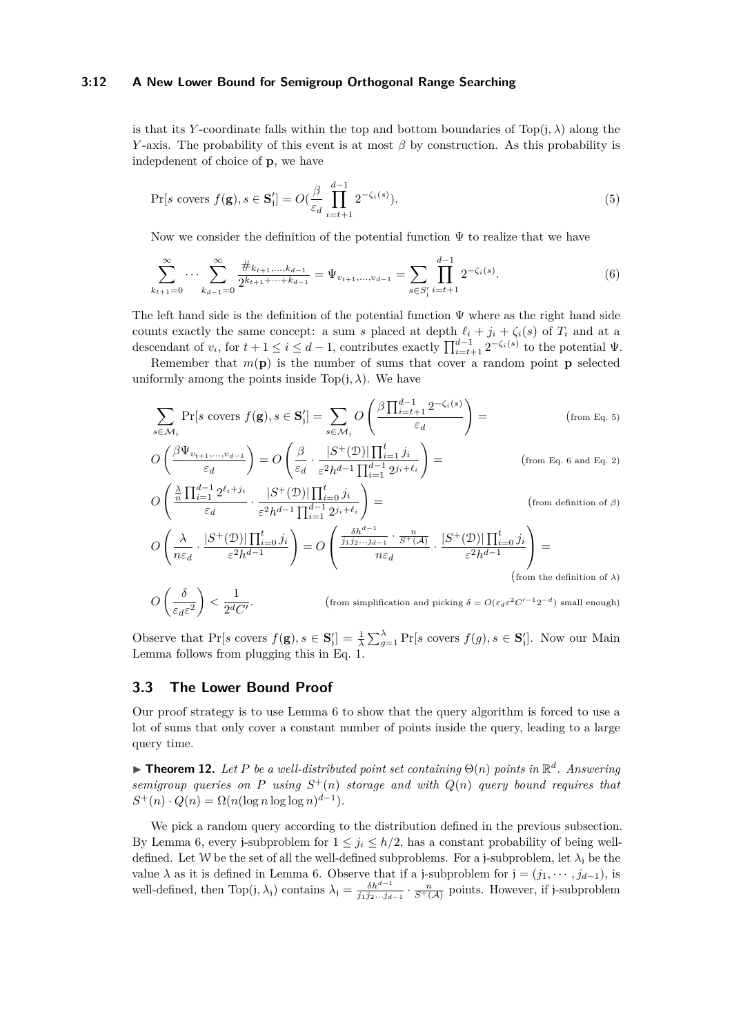is that its $Y$-coordinate falls within the top and bottom boundaries of $\text{Top}(\mathfrak{j}, \lambda)$ along the $Y$-axis. The probability of this event is at most $\beta$ by construction. As this probability is indepdenent of choice of $\mathbf{p}$, we have

$$\Pr[s \text{ covers } f(\mathbf{g}), s \in \mathbf{S}'_{\mathfrak{j}}] = O(\frac{\beta}{\varepsilon_d} \prod_{i=t+1}^{d-1} 2^{-\zeta_i(s)}). \tag{5}$$

Now we consider the definition of the potential function $\Psi$ to realize that we have

$$\sum_{k_{t+1}=0}^{\infty} \cdots \sum_{k_{d-1}=0}^{\infty} \frac{\#_{k_{t+1},\ldots,k_{d-1}}}{2^{k_{t+1}+\cdots+k_{d-1}}} = \Psi_{v_{t+1},\ldots,v_{d-1}} = \sum_{s \in S'_{\mathfrak{j}}} \prod_{i=t+1}^{d-1} 2^{-\zeta_i(s)}. \tag{6}$$

The left hand side is the definition of the potential function $\Psi$ where as the right hand side counts exactly the same concept: a sum $s$ placed at depth $\ell_i + j_i + \zeta_i(s)$ of $T_i$ and at a descendant of $v_i$, for $t+1 \le i \le d-1$, contributes exactly $\prod_{i=t+1}^{d-1} 2^{-\zeta_i(s)}$ to the potential $\Psi$.

Remember that $m(\mathbf{p})$ is the number of sums that cover a random point $\mathbf{p}$ selected uniformly among the points inside $\text{Top}(\mathfrak{j}, \lambda)$. We have

$$\sum_{s \in \mathcal{M}_{\mathfrak{j}}} \Pr[s \text{ covers } f(\mathbf{g}), s \in \mathbf{S}'_{\mathfrak{j}}] = \sum_{s \in \mathcal{M}_{\mathfrak{j}}} O\left(\frac{\beta \prod_{i=t+1}^{d-1} 2^{-\zeta_i(s)}}{\varepsilon_d}\right) = \qquad \text{(from Eq. 5)}$$

$$O\left(\frac{\beta \Psi_{v_{t+1},\ldots,v_{d-1}}}{\varepsilon_d}\right) = O\left(\frac{\beta}{\varepsilon_d} \cdot \frac{|S^+(\mathcal{D})| \prod_{i=1}^{t} j_i}{\varepsilon^2 h^{d-1} \prod_{i=1}^{d-1} 2^{j_i+\ell_i}}\right) = \qquad \text{(from Eq. 6 and Eq. 2)}$$

$$O\left(\frac{\frac{\lambda}{n} \prod_{i=1}^{d-1} 2^{\ell_i+j_i}}{\varepsilon_d} \cdot \frac{|S^+(\mathcal{D})| \prod_{i=0}^{t} j_i}{\varepsilon^2 h^{d-1} \prod_{i=1}^{d-1} 2^{j_i+\ell_i}}\right) = \qquad \text{(from definition of } \beta)$$

$$O\left(\frac{\lambda}{n\varepsilon_d} \cdot \frac{|S^+(\mathcal{D})| \prod_{i=0}^{t} j_i}{\varepsilon^2 h^{d-1}}\right) = O\left(\frac{\frac{\delta h^{d-1}}{j_1 j_2 \cdots j_{d-1}} \cdot \frac{n}{S^+(\mathcal{A})}}{n\varepsilon_d} \cdot \frac{|S^+(\mathcal{D})| \prod_{i=0}^{t} j_i}{\varepsilon^2 h^{d-1}}\right) =$$

$$\text{(from the definition of } \lambda)$$

$$O\left(\frac{\delta}{\varepsilon_d \varepsilon^2}\right) < \frac{1}{2^d C'}. \qquad \text{(from simplification and picking } \delta = O(\varepsilon_d \varepsilon^2 C'^{-1} 2^{-d}) \text{ small enough)}$$

Observe that $\Pr[s \text{ covers } f(\mathbf{g}), s \in \mathbf{S}'_{\mathfrak{j}}] = \frac{1}{\lambda} \sum_{g=1}^{\lambda} \Pr[s \text{ covers } f(g), s \in \mathbf{S}'_{\mathfrak{j}}]$. Now our Main Lemma follows from plugging this in Eq. 1.

## 3.3 The Lower Bound Proof

Our proof strategy is to use Lemma 6 to show that the query algorithm is forced to use a lot of sums that only cover a constant number of points inside the query, leading to a large query time.

► **Theorem 12.** *Let $P$ be a well-distributed point set containing $\Theta(n)$ points in $\mathbb{R}^d$. Answering semigroup queries on $P$ using $S^+(n)$ storage and with $Q(n)$ query bound requires that $S^+(n) \cdot Q(n) = \Omega(n(\log n \log \log n)^{d-1})$.*

We pick a random query according to the distribution defined in the previous subsection. By Lemma 6, every $\mathfrak{j}$-subproblem for $1 \le j_i \le h/2$, has a constant probability of being well-defined. Let $\mathcal{W}$ be the set of all the well-defined subproblems. For a $\mathfrak{j}$-subproblem, let $\lambda_{\mathfrak{j}}$ be the value $\lambda$ as it is defined in Lemma 6. Observe that if a $\mathfrak{j}$-subproblem for $\mathfrak{j} = (j_1, \cdots, j_{d-1})$, is well-defined, then $\text{Top}(\mathfrak{j}, \lambda_{\mathfrak{j}})$ contains $\lambda_{\mathfrak{j}} = \frac{\delta h^{d-1}}{j_1 j_2 \cdots j_{d-1}} \cdot \frac{n}{S^+(\mathcal{A})}$ points. However, if $\mathfrak{j}$-subproblem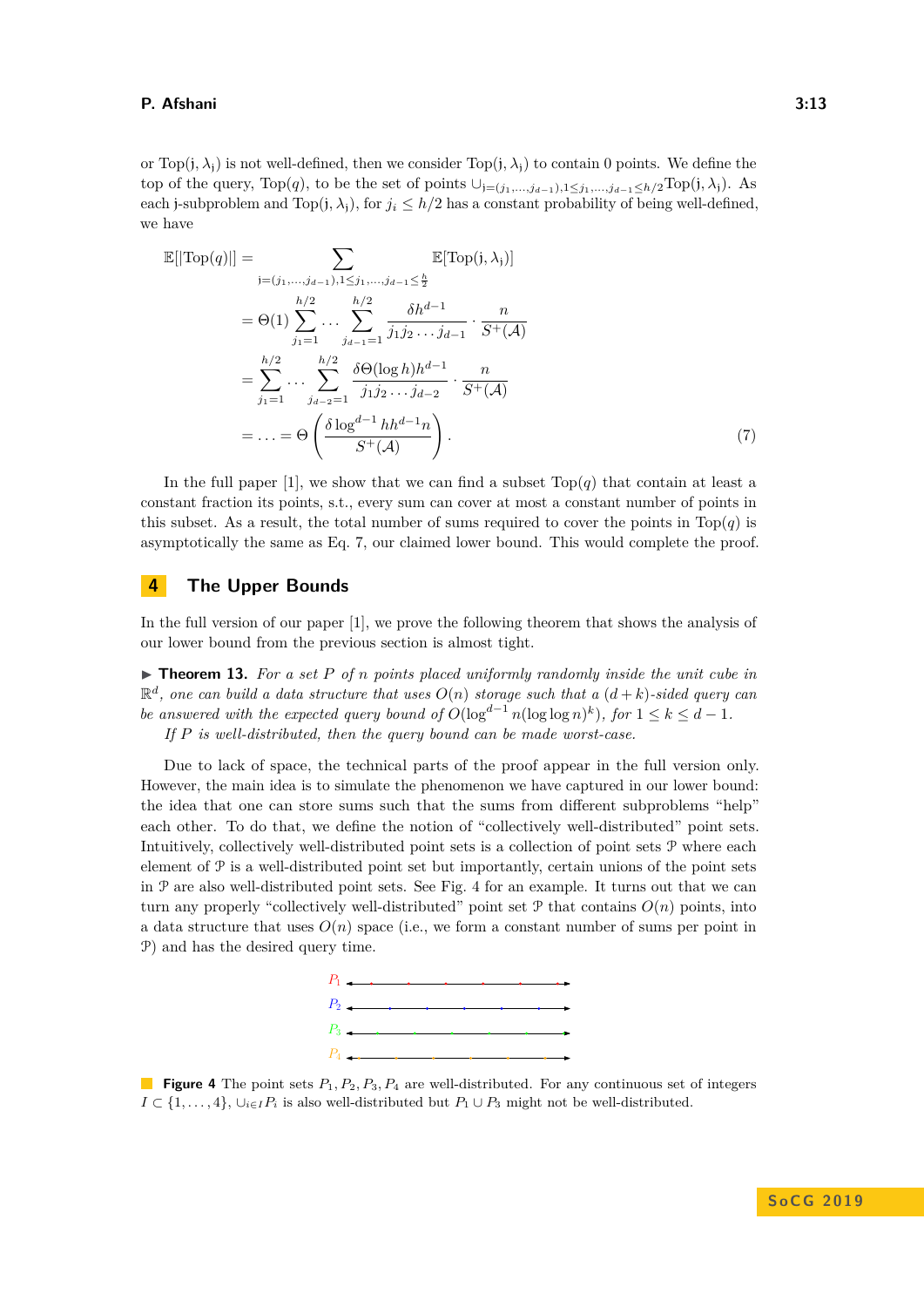or $\text{Top}(\mathrm{j}, \lambda_{\mathrm{j}})$ is not well-defined, then we consider $\text{Top}(\mathrm{j}, \lambda_{\mathrm{j}})$ to contain 0 points. We define the top of the query, $\text{Top}(q)$, to be the set of points $\cup_{\mathrm{j}=(j_1,\ldots,j_{d-1}),1\le j_1,\ldots,j_{d-1}\le h/2}\text{Top}(\mathrm{j}, \lambda_{\mathrm{j}})$. As each j-subproblem and $\text{Top}(\mathrm{j}, \lambda_{\mathrm{j}})$, for $j_i \le h/2$ has a constant probability of being well-defined, we have

$$
\begin{aligned}
\mathbb{E}[|\text{Top}(q)|] &= \sum_{\mathrm{j}=(j_1,\ldots,j_{d-1}),1\le j_1,\ldots,j_{d-1}\le \frac{h}{2}} \mathbb{E}[\text{Top}(\mathrm{j}, \lambda_{\mathrm{j}})] \\
&= \Theta(1) \sum_{j_1=1}^{h/2} \cdots \sum_{j_{d-1}=1}^{h/2} \frac{\delta h^{d-1}}{j_1 j_2 \ldots j_{d-1}} \cdot \frac{n}{S^+(\mathcal{A})} \\
&= \sum_{j_1=1}^{h/2} \cdots \sum_{j_{d-2}=1}^{h/2} \frac{\delta \Theta(\log h) h^{d-1}}{j_1 j_2 \ldots j_{d-2}} \cdot \frac{n}{S^+(\mathcal{A})} \\
&= \ldots = \Theta\left( \frac{\delta \log^{d-1} h h^{d-1} n}{S^+(\mathcal{A})} \right).
\end{aligned} \tag{7}
$$

In the full paper [1], we show that we can find a subset $\text{Top}(q)$ that contain at least a constant fraction its points, s.t., every sum can cover at most a constant number of points in this subset. As a result, the total number of sums required to cover the points in $\text{Top}(q)$ is asymptotically the same as Eq. 7, our claimed lower bound. This would complete the proof.

## 4 The Upper Bounds

In the full version of our paper [1], we prove the following theorem that shows the analysis of our lower bound from the previous section is almost tight.

▶ **Theorem 13.** *For a set $P$ of $n$ points placed uniformly randomly inside the unit cube in $\mathbb{R}^d$, one can build a data structure that uses $O(n)$ storage such that a $(d+k)$-sided query can be answered with the expected query bound of $O(\log^{d-1} n (\log\log n)^k)$, for $1 \le k \le d-1$.*

*If $P$ is well-distributed, then the query bound can be made worst-case.*

Due to lack of space, the technical parts of the proof appear in the full version only. However, the main idea is to simulate the phenomenon we have captured in our lower bound: the idea that one can store sums such that the sums from different subproblems "help" each other. To do that, we define the notion of "collectively well-distributed" point sets. Intuitively, collectively well-distributed point sets is a collection of point sets $\mathcal{P}$ where each element of $\mathcal{P}$ is a well-distributed point set but importantly, certain unions of the point sets in $\mathcal{P}$ are also well-distributed point sets. See Fig. 4 for an example. It turns out that we can turn any properly "collectively well-distributed" point set $\mathcal{P}$ that contains $O(n)$ points, into a data structure that uses $O(n)$ space (i.e., we form a constant number of sums per point in $\mathcal{P}$) and has the desired query time.

**Figure 4** The point sets $P_1, P_2, P_3, P_4$ are well-distributed. For any continuous set of integers $I \subset \{1, \ldots, 4\}$, $\cup_{i\in I} P_i$ is also well-distributed but $P_1 \cup P_3$ might not be well-distributed.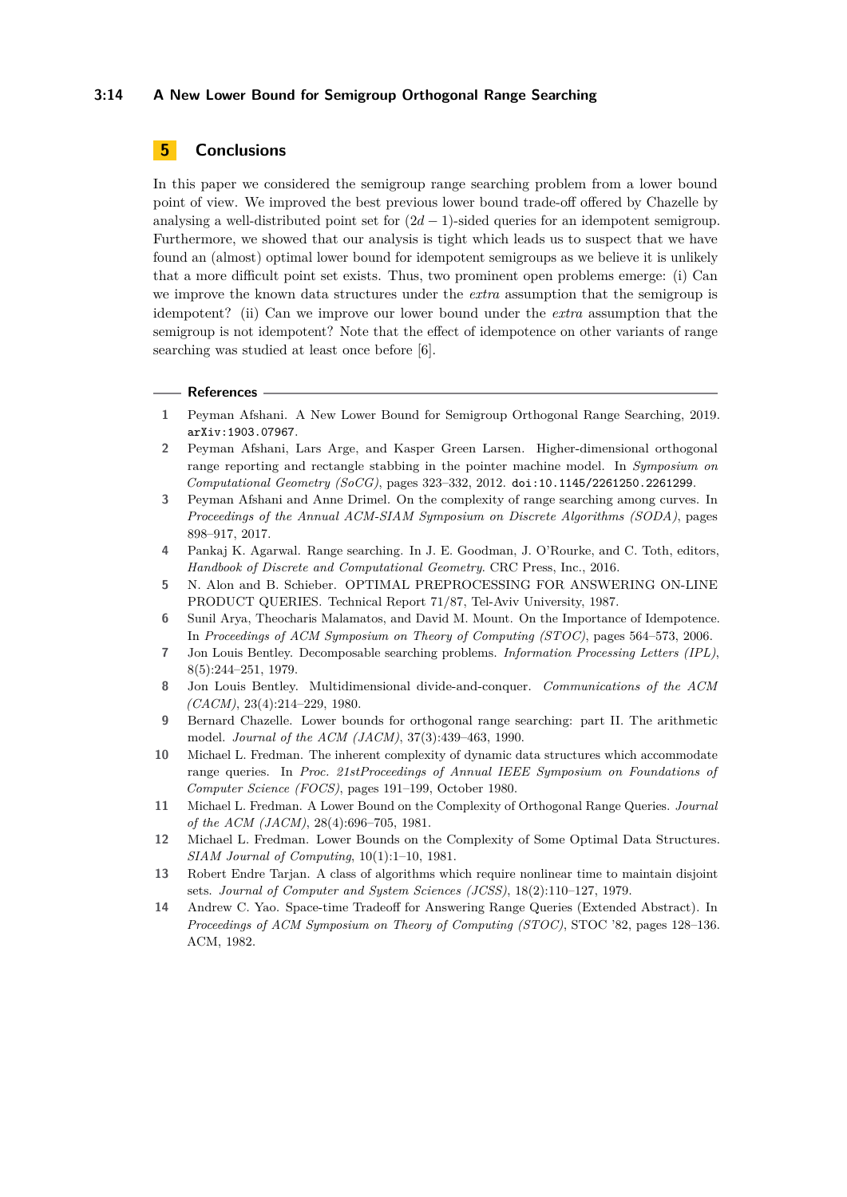## 5 Conclusions

In this paper we considered the semigroup range searching problem from a lower bound point of view. We improved the best previous lower bound trade-off offered by Chazelle by analysing a well-distributed point set for $(2d-1)$-sided queries for an idempotent semigroup. Furthermore, we showed that our analysis is tight which leads us to suspect that we have found an (almost) optimal lower bound for idempotent semigroups as we believe it is unlikely that a more difficult point set exists. Thus, two prominent open problems emerge: (i) Can we improve the known data structures under the *extra* assumption that the semigroup is idempotent? (ii) Can we improve our lower bound under the *extra* assumption that the semigroup is not idempotent? Note that the effect of idempotence on other variants of range searching was studied at least once before [6].

### References

1. Peyman Afshani. A New Lower Bound for Semigroup Orthogonal Range Searching, 2019. `arXiv:1903.07967`.
2. Peyman Afshani, Lars Arge, and Kasper Green Larsen. Higher-dimensional orthogonal range reporting and rectangle stabbing in the pointer machine model. In *Symposium on Computational Geometry (SoCG)*, pages 323–332, 2012. `doi:10.1145/2261250.2261299`.
3. Peyman Afshani and Anne Driemel. On the complexity of range searching among curves. In *Proceedings of the Annual ACM-SIAM Symposium on Discrete Algorithms (SODA)*, pages 898–917, 2017.
4. Pankaj K. Agarwal. Range searching. In J. E. Goodman, J. O'Rourke, and C. Toth, editors, *Handbook of Discrete and Computational Geometry*. CRC Press, Inc., 2016.
5. N. Alon and B. Schieber. OPTIMAL PREPROCESSING FOR ANSWERING ON-LINE PRODUCT QUERIES. Technical Report 71/87, Tel-Aviv University, 1987.
6. Sunil Arya, Theocharis Malamatos, and David M. Mount. On the Importance of Idempotence. In *Proceedings of ACM Symposium on Theory of Computing (STOC)*, pages 564–573, 2006.
7. Jon Louis Bentley. Decomposable searching problems. *Information Processing Letters (IPL)*, 8(5):244–251, 1979.
8. Jon Louis Bentley. Multidimensional divide-and-conquer. *Communications of the ACM (CACM)*, 23(4):214–229, 1980.
9. Bernard Chazelle. Lower bounds for orthogonal range searching: part II. The arithmetic model. *Journal of the ACM (JACM)*, 37(3):439–463, 1990.
10. Michael L. Fredman. The inherent complexity of dynamic data structures which accommodate range queries. In *Proc. 21stProceedings of Annual IEEE Symposium on Foundations of Computer Science (FOCS)*, pages 191–199, October 1980.
11. Michael L. Fredman. A Lower Bound on the Complexity of Orthogonal Range Queries. *Journal of the ACM (JACM)*, 28(4):696–705, 1981.
12. Michael L. Fredman. Lower Bounds on the Complexity of Some Optimal Data Structures. *SIAM Journal of Computing*, 10(1):1–10, 1981.
13. Robert Endre Tarjan. A class of algorithms which require nonlinear time to maintain disjoint sets. *Journal of Computer and System Sciences (JCSS)*, 18(2):110–127, 1979.
14. Andrew C. Yao. Space-time Tradeoff for Answering Range Queries (Extended Abstract). In *Proceedings of ACM Symposium on Theory of Computing (STOC)*, STOC '82, pages 128–136. ACM, 1982.